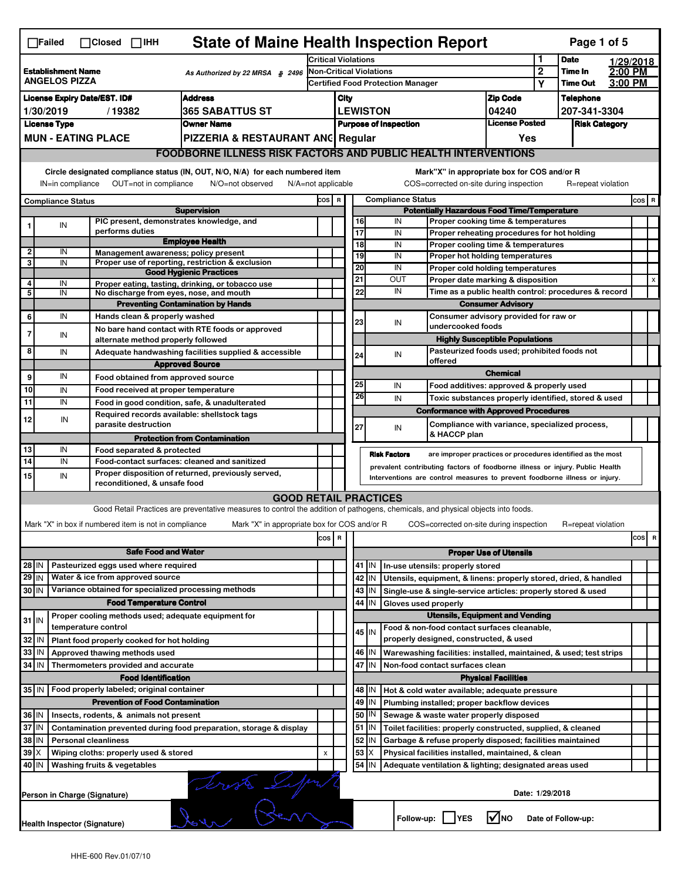☐Failed ☐Closed ☐IHH

# State of Maine Health Inspection Report

| | | | | |
|---|---|---|---|---|
| **Establishment Name** ANGELOS PIZZA | As Authorized by 22 MRSA § 2496 | Critical Violations | 1 | **Date** 1/29/2018 |
| | | Non-Critical Violations | 2 | **Time In** 2:00 PM |
| | | Certified Food Protection Manager | Y | **Time Out** 3:00 PM |

| License Expiry Date/EST. ID# | Address | City | Zip Code | Telephone |
|---|---|---|---|---|
| 1/30/2019 / 19382 | 365 SABATTUS ST | LEWISTON | 04240 | 207-341-3304 |
| **License Type** | **Owner Name** | **Purpose of Inspection** | **License Posted** | **Risk Category** |
| MUN - EATING PLACE | PIZZERIA & RESTAURANT ANG | Regular | Yes | |

## FOODBORNE ILLNESS RISK FACTORS AND PUBLIC HEALTH INTERVENTIONS

Circle designated compliance status (IN, OUT, N/O, N/A) for each numbered item
IN=in compliance OUT=not in compliance N/O=not observed N/A=not applicable

Mark"X" in appropriate box for COS and/or R
COS=corrected on-site during inspection R=repeat violation

| # | Compliance Status | Item | COS | R |
|---|---|---|---|---|
| | | **Supervision** | | |
| 1 | IN | PIC present, demonstrates knowledge, and performs duties | | |
| | | **Employee Health** | | |
| 2 | IN | Management awareness; policy present | | |
| 3 | IN | Proper use of reporting, restriction & exclusion | | |
| | | **Good Hygienic Practices** | | |
| 4 | IN | Proper eating, tasting, drinking, or tobacco use | | |
| 5 | IN | No discharge from eyes, nose, and mouth | | |
| | | **Preventing Contamination by Hands** | | |
| 6 | IN | Hands clean & properly washed | | |
| 7 | IN | No bare hand contact with RTE foods or approved alternate method properly followed | | |
| 8 | IN | Adequate handwashing facilities supplied & accessible | | |
| | | **Approved Source** | | |
| 9 | IN | Food obtained from approved source | | |
| 10 | IN | Food received at proper temperature | | |
| 11 | IN | Food in good condition, safe, & unadulterated | | |
| 12 | IN | Required records available: shellstock tags parasite destruction | | |
| | | **Protection from Contamination** | | |
| 13 | IN | Food separated & protected | | |
| 14 | IN | Food-contact surfaces: cleaned and sanitized | | |
| 15 | IN | Proper disposition of returned, previously served, reconditioned, & unsafe food | | |
| | | **Potentially Hazardous Food Time/Temperature** | | |
| 16 | IN | Proper cooking time & temperatures | | |
| 17 | IN | Proper reheating procedures for hot holding | | |
| 18 | IN | Proper cooling time & temperatures | | |
| 19 | IN | Proper hot holding temperatures | | |
| 20 | IN | Proper cold holding temperatures | | |
| 21 | OUT | Proper date marking & disposition | | x |
| 22 | IN | Time as a public health control: procedures & record | | |
| | | **Consumer Advisory** | | |
| 23 | IN | Consumer advisory provided for raw or undercooked foods | | |
| | | **Highly Susceptible Populations** | | |
| 24 | IN | Pasteurized foods used; prohibited foods not offered | | |
| | | **Chemical** | | |
| 25 | IN | Food additives: approved & properly used | | |
| 26 | IN | Toxic substances properly identified, stored & used | | |
| | | **Conformance with Approved Procedures** | | |
| 27 | IN | Compliance with variance, specialized process, & HACCP plan | | |

**Risk Factors** are improper practices or procedures identified as the most prevalent contributing factors of foodborne illness or injury. Public Health Interventions are control measures to prevent foodborne illness or injury.

## GOOD RETAIL PRACTICES

Good Retail Practices are preventative measures to control the addition of pathogens, chemicals, and physical objects into foods.

Mark "X" in box if numbered item is not in compliance Mark "X" in appropriate box for COS and/or R COS=corrected on-site during inspection R=repeat violation

| # | Status | Item | COS | R |
|---|---|---|---|---|
| | | **Safe Food and Water** | | |
| 28 | IN | Pasteurized eggs used where required | | |
| 29 | IN | Water & ice from approved source | | |
| 30 | IN | Variance obtained for specialized processing methods | | |
| | | **Food Temperature Control** | | |
| 31 | IN | Proper cooling methods used; adequate equipment for temperature control | | |
| 32 | IN | Plant food properly cooked for hot holding | | |
| 33 | IN | Approved thawing methods used | | |
| 34 | IN | Thermometers provided and accurate | | |
| | | **Food Identification** | | |
| 35 | IN | Food properly labeled; original container | | |
| | | **Prevention of Food Contamination** | | |
| 36 | IN | Insects, rodents, & animals not present | | |
| 37 | IN | Contamination prevented during food preparation, storage & display | | |
| 38 | IN | Personal cleanliness | | |
| 39 | X | Wiping cloths: properly used & stored | x | |
| 40 | IN | Washing fruits & vegetables | | |
| | | **Proper Use of Utensils** | | |
| 41 | IN | In-use utensils: properly stored | | |
| 42 | IN | Utensils, equipment, & linens: properly stored, dried, & handled | | |
| 43 | IN | Single-use & single-service articles: properly stored & used | | |
| 44 | IN | Gloves used properly | | |
| | | **Utensils, Equipment and Vending** | | |
| 45 | IN | Food & non-food contact surfaces cleanable, properly designed, constructed, & used | | |
| 46 | IN | Warewashing facilities: installed, maintained, & used; test strips | | |
| 47 | IN | Non-food contact surfaces clean | | |
| | | **Physical Facilities** | | |
| 48 | IN | Hot & cold water available; adequate pressure | | |
| 49 | IN | Plumbing installed; proper backflow devices | | |
| 50 | IN | Sewage & waste water properly disposed | | |
| 51 | IN | Toilet facilities: properly constructed, supplied, & cleaned | | |
| 52 | IN | Garbage & refuse properly disposed; facilities maintained | | |
| 53 | X | Physical facilities installed, maintained, & clean | | |
| 54 | IN | Adequate ventilation & lighting; designated areas used | | |

Person in Charge (Signature)

Date: 1/29/2018

Health Inspector (Signature)

Follow-up: ☐ YES ☑ NO Date of Follow-up:

HHE-600 Rev.01/07/10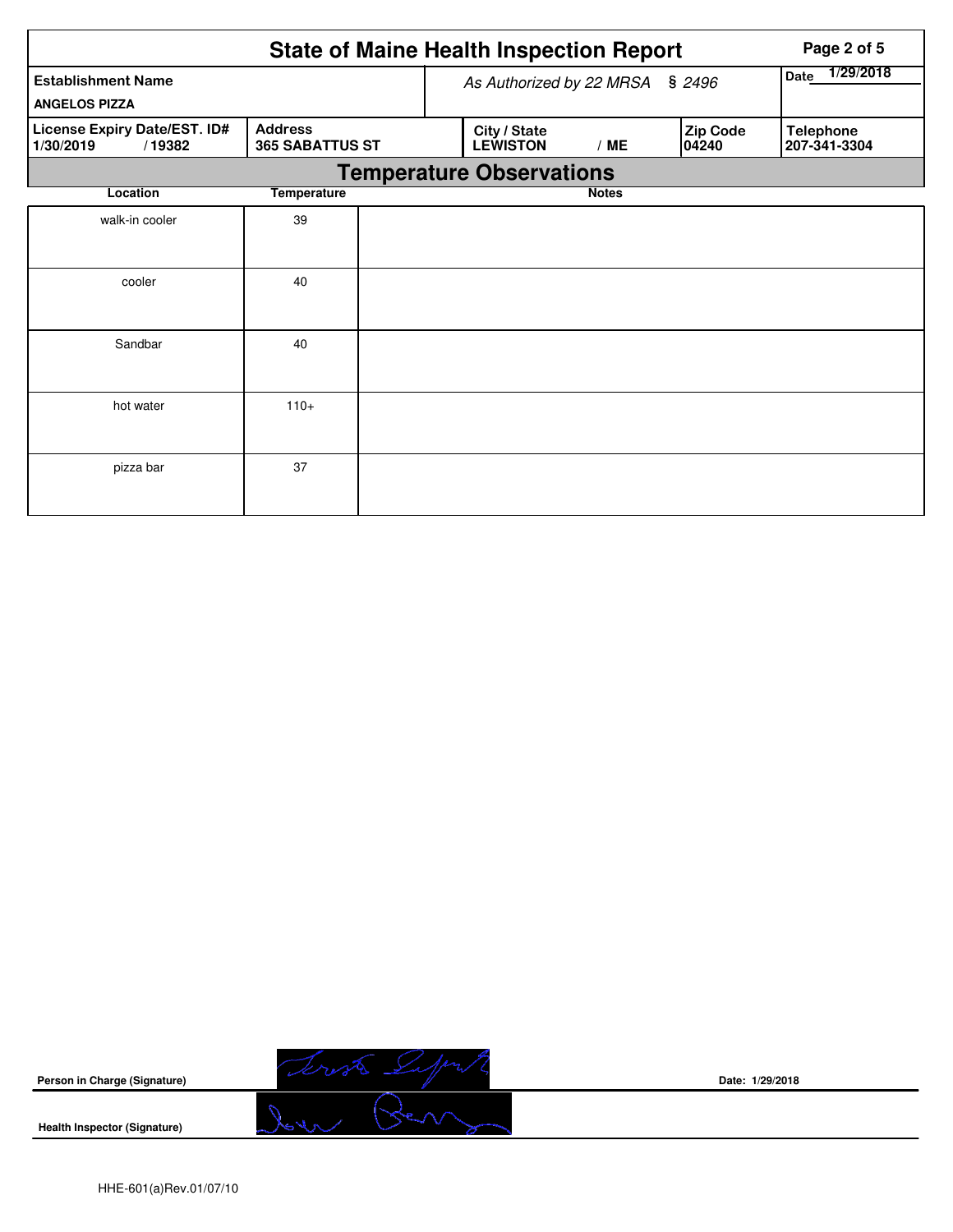# State of Maine Health Inspection Report

| Establishment Name | As Authorized by 22 MRSA § 2496 | | | Date 1/29/2018 |
|---|---|---|---|---|
| ANGELOS PIZZA | | | | |
| License Expiry Date/EST. ID# | Address | City / State | Zip Code | Telephone |
| 1/30/2019 / 19382 | 365 SABATTUS ST | LEWISTON / ME | 04240 | 207-341-3304 |

## Temperature Observations

| Location | Temperature | Notes |
|---|---|---|
| walk-in cooler | 39 | |
| cooler | 40 | |
| Sandbar | 40 | |
| hot water | 110+ | |
| pizza bar | 37 | |

Person in Charge (Signature)

Date: 1/29/2018

Health Inspector (Signature)

HHE-601(a)Rev.01/07/10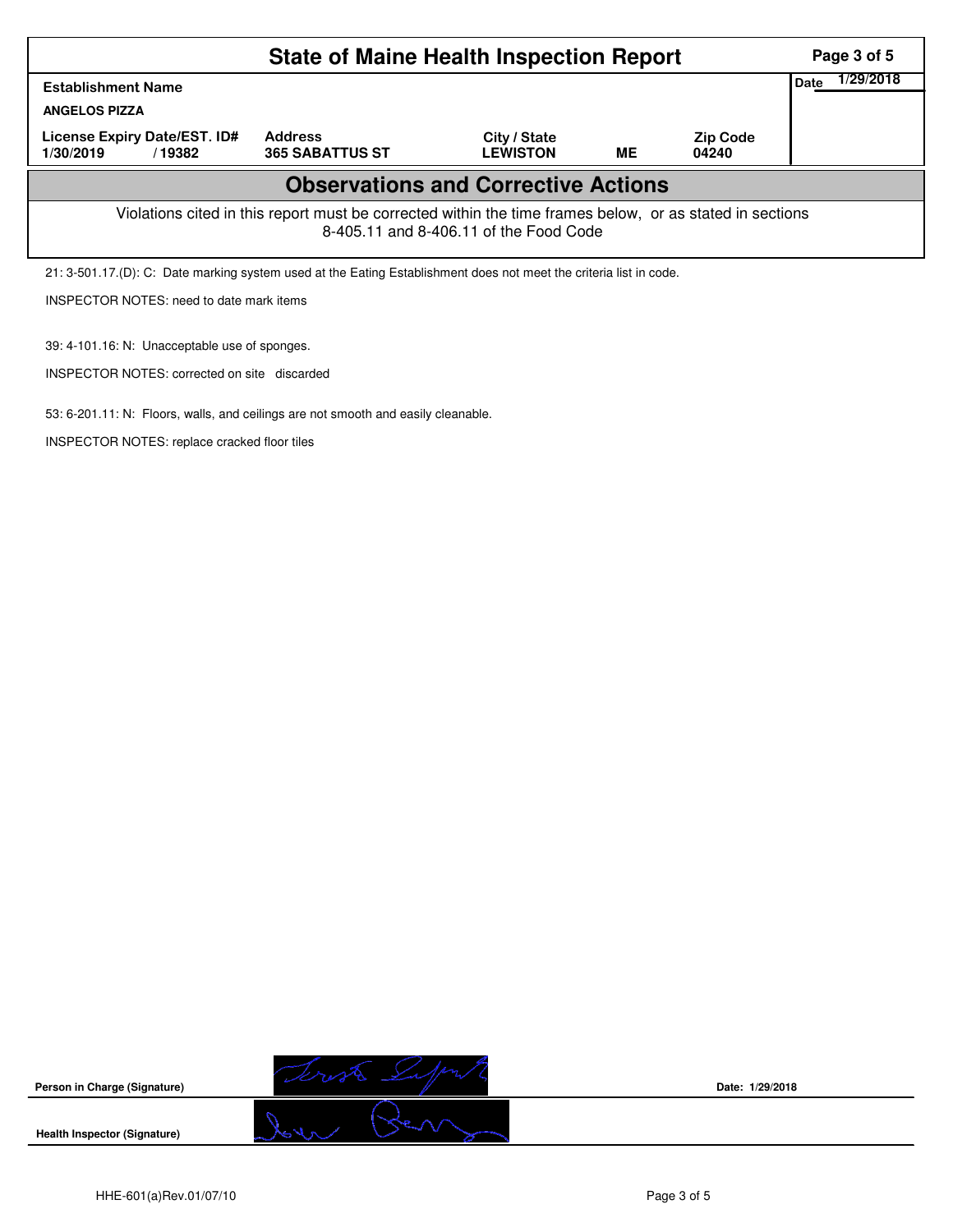# State of Maine Health Inspection Report

| Establishment Name | | | | | Date 1/29/2018 |
|---|---|---|---|---|---|
| ANGELOS PIZZA | | | | | |
| License Expiry Date/EST. ID# | | Address | City / State | | Zip Code |
| 1/30/2019 | / 19382 | 365 SABATTUS ST | LEWISTON | ME | 04240 |

## Observations and Corrective Actions

Violations cited in this report must be corrected within the time frames below, or as stated in sections 8-405.11 and 8-406.11 of the Food Code

21: 3-501.17.(D): C: Date marking system used at the Eating Establishment does not meet the criteria list in code.

INSPECTOR NOTES: need to date mark items

39: 4-101.16: N: Unacceptable use of sponges.

INSPECTOR NOTES: corrected on site discarded

53: 6-201.11: N: Floors, walls, and ceilings are not smooth and easily cleanable.

INSPECTOR NOTES: replace cracked floor tiles

Person in Charge (Signature)

Date: 1/29/2018

Health Inspector (Signature)

HHE-601(a)Rev.01/07/10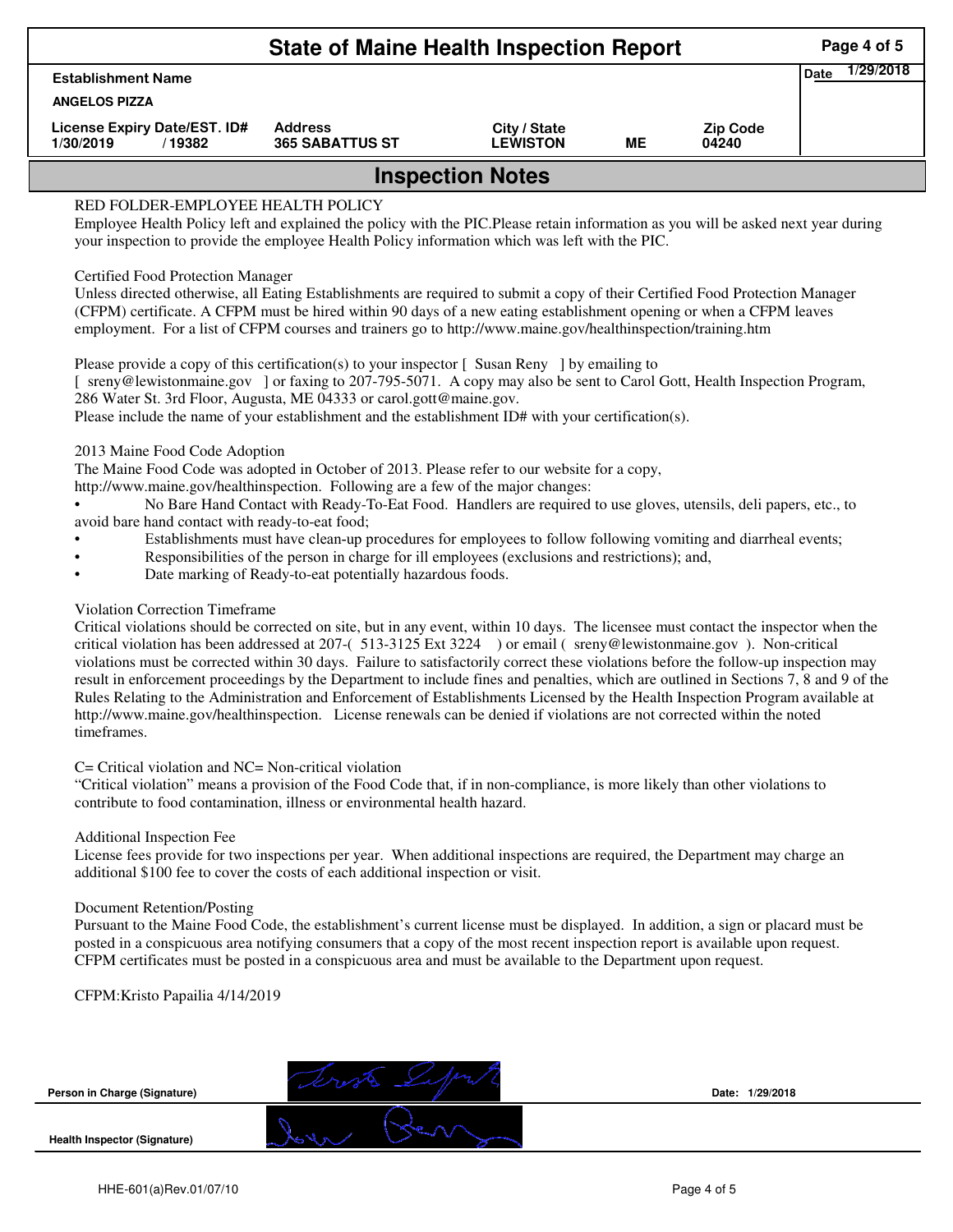# State of Maine Health Inspection Report

| Establishment Name | | | | | Date 1/29/2018 |
|---|---|---|---|---|---|
| ANGELOS PIZZA | | | | | |
| License Expiry Date/EST. ID# | | Address | City / State | | Zip Code |
| 1/30/2019 | / 19382 | 365 SABATTUS ST | LEWISTON | ME | 04240 |

## Inspection Notes

RED FOLDER-EMPLOYEE HEALTH POLICY

Employee Health Policy left and explained the policy with the PIC.Please retain information as you will be asked next year during your inspection to provide the employee Health Policy information which was left with the PIC.

Certified Food Protection Manager

Unless directed otherwise, all Eating Establishments are required to submit a copy of their Certified Food Protection Manager (CFPM) certificate. A CFPM must be hired within 90 days of a new eating establishment opening or when a CFPM leaves employment. For a list of CFPM courses and trainers go to http://www.maine.gov/healthinspection/training.htm

Please provide a copy of this certification(s) to your inspector [ Susan Reny ] by emailing to [ sreny@lewistonmaine.gov ] or faxing to 207-795-5071. A copy may also be sent to Carol Gott, Health Inspection Program, 286 Water St. 3rd Floor, Augusta, ME 04333 or carol.gott@maine.gov.

Please include the name of your establishment and the establishment ID# with your certification(s).

2013 Maine Food Code Adoption

The Maine Food Code was adopted in October of 2013. Please refer to our website for a copy, http://www.maine.gov/healthinspection. Following are a few of the major changes:

- No Bare Hand Contact with Ready-To-Eat Food. Handlers are required to use gloves, utensils, deli papers, etc., to avoid bare hand contact with ready-to-eat food;
- Establishments must have clean-up procedures for employees to follow following vomiting and diarrheal events;
- Responsibilities of the person in charge for ill employees (exclusions and restrictions); and,
- Date marking of Ready-to-eat potentially hazardous foods.

Violation Correction Timeframe

Critical violations should be corrected on site, but in any event, within 10 days. The licensee must contact the inspector when the critical violation has been addressed at 207-( 513-3125 Ext 3224 ) or email ( sreny@lewistonmaine.gov ). Non-critical violations must be corrected within 30 days. Failure to satisfactorily correct these violations before the follow-up inspection may result in enforcement proceedings by the Department to include fines and penalties, which are outlined in Sections 7, 8 and 9 of the Rules Relating to the Administration and Enforcement of Establishments Licensed by the Health Inspection Program available at http://www.maine.gov/healthinspection. License renewals can be denied if violations are not corrected within the noted timeframes.

C= Critical violation and NC= Non-critical violation

"Critical violation" means a provision of the Food Code that, if in non-compliance, is more likely than other violations to contribute to food contamination, illness or environmental health hazard.

Additional Inspection Fee

License fees provide for two inspections per year. When additional inspections are required, the Department may charge an additional $100 fee to cover the costs of each additional inspection or visit.

Document Retention/Posting

Pursuant to the Maine Food Code, the establishment's current license must be displayed. In addition, a sign or placard must be posted in a conspicuous area notifying consumers that a copy of the most recent inspection report is available upon request. CFPM certificates must be posted in a conspicuous area and must be available to the Department upon request.

CFPM:Kristo Papailia 4/14/2019

Person in Charge (Signature) Date: 1/29/2018

Health Inspector (Signature)

HHE-601(a)Rev.01/07/10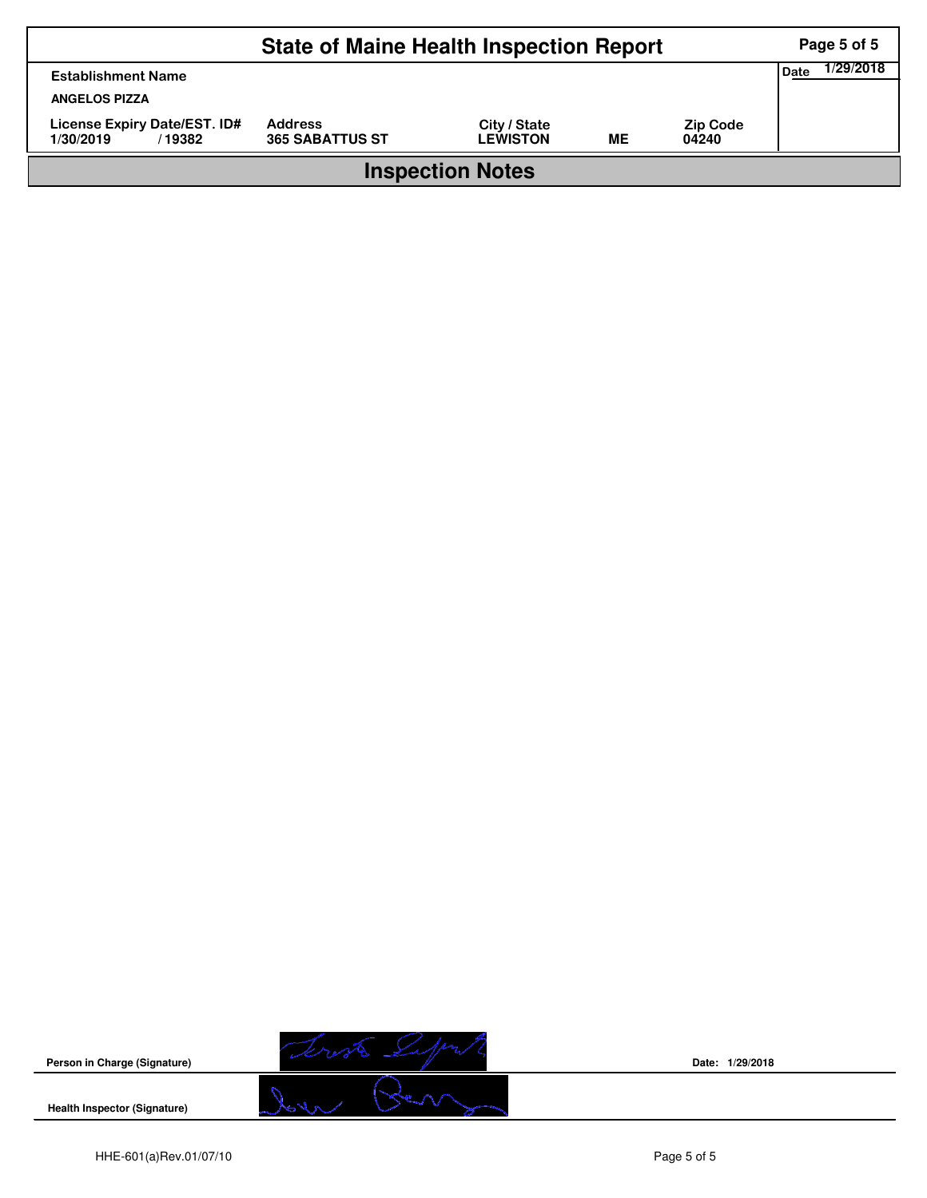# State of Maine Health Inspection Report

**Date** 1/29/2018

| | | | | |
|---|---|---|---|---|
| **Establishment Name** | | | | |
| ANGELOS PIZZA | | | | |
| **License Expiry Date/EST. ID#** | **Address** | **City / State** | | **Zip Code** |
| 1/30/2019 / 19382 | 365 SABATTUS ST | LEWISTON | ME | 04240 |

## Inspection Notes

**Person in Charge (Signature)** Date: 1/29/2018

**Health Inspector (Signature)**

HHE-601(a)Rev.01/07/10